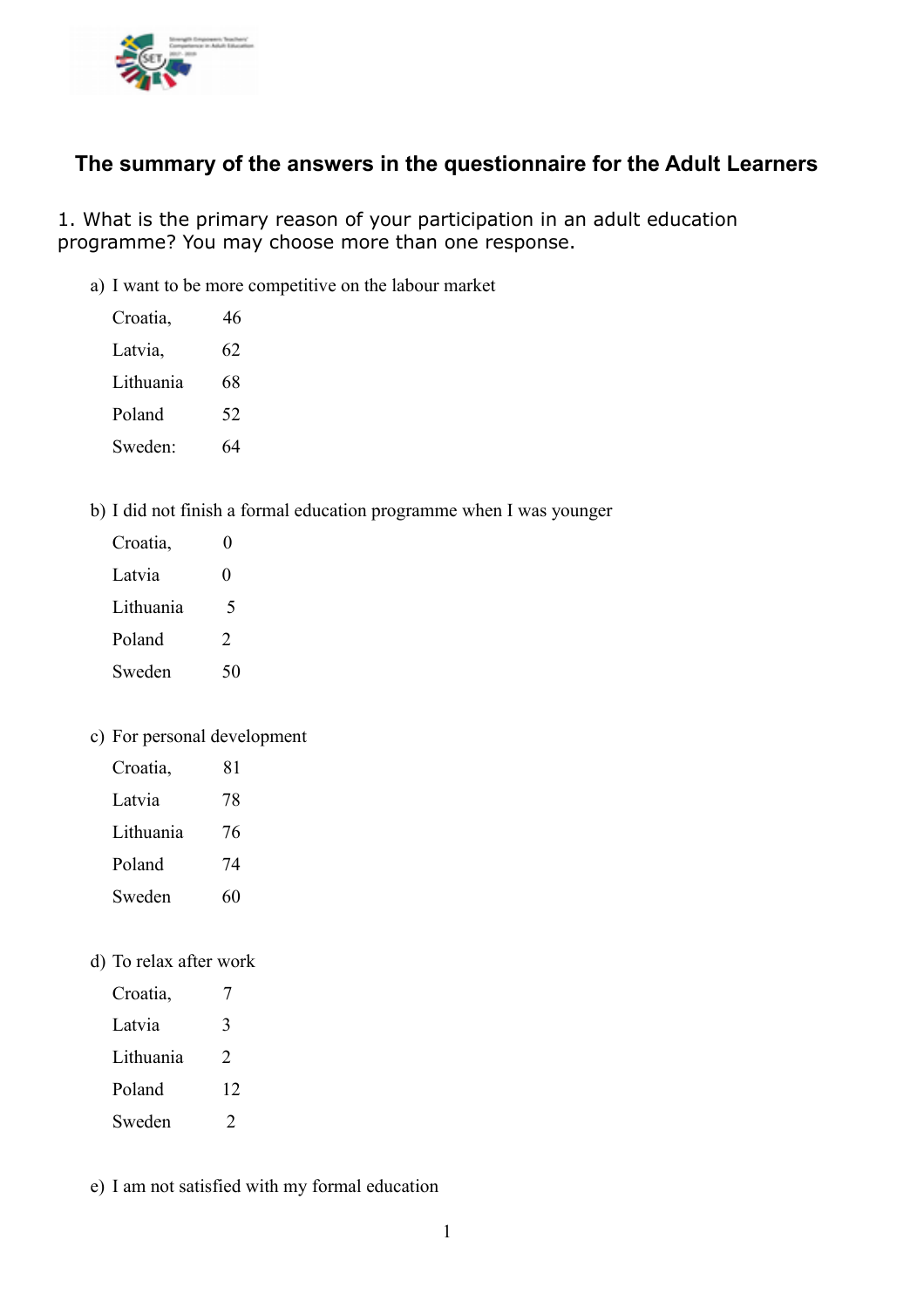# The summary of the answers in the questionnaire for the Adult Learners

1. What is the primary reason of your participation in an adult education programme? You may choose more than one response.

a) I want to be more competitive on the labour market

Croatia, 46

Latvia, 62

Lithuania 68

Poland 52

Sweden: 64

b) I did not finish a formal education programme when I was younger

Croatia, 0

Latvia 0

Lithuania 5

Poland 2

Sweden 50

c) For personal development

Croatia, 81

Latvia 78

Lithuania 76

Poland 74

Sweden 60

d) To relax after work

Croatia, 7

Latvia 3

Lithuania 2

Poland 12

Sweden 2

e) I am not satisfied with my formal education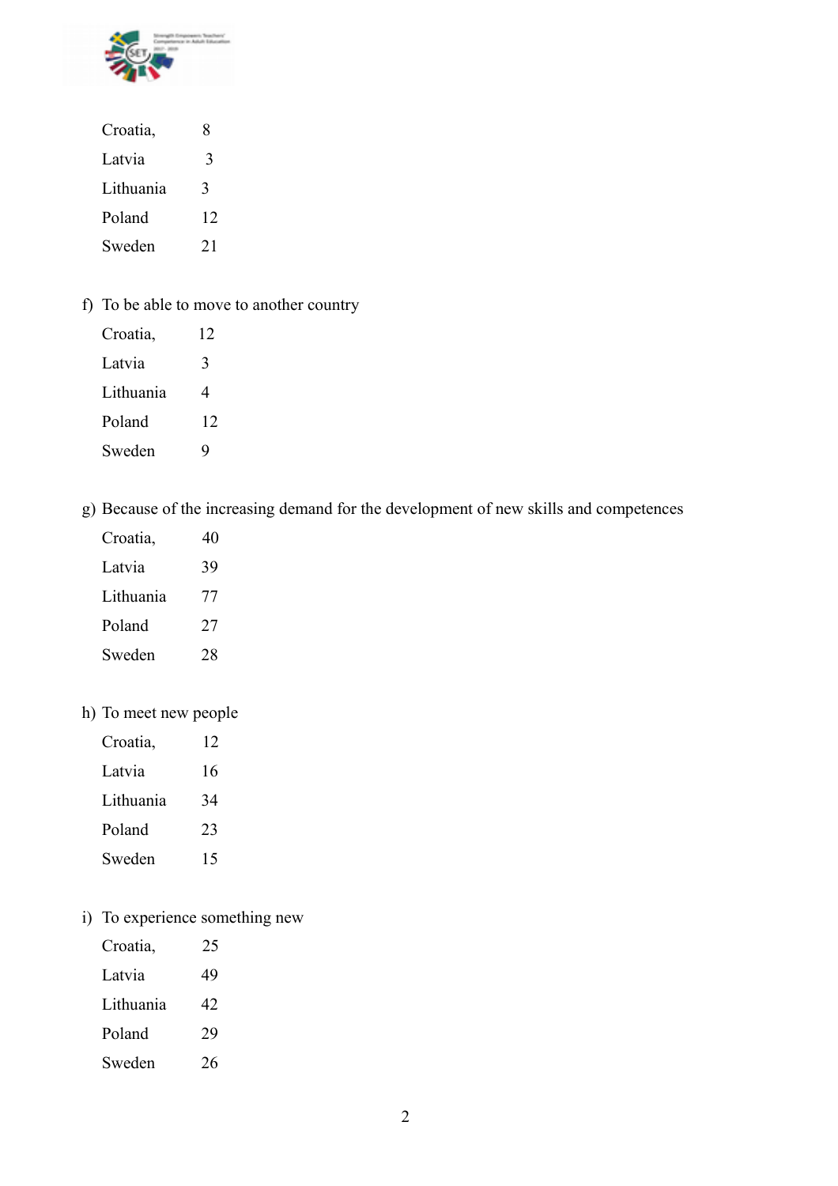| | |
|---|---|
| Croatia, | 8 |
| Latvia | 3 |
| Lithuania | 3 |
| Poland | 12 |
| Sweden | 21 |

f) To be able to move to another country

| | |
|---|---|
| Croatia, | 12 |
| Latvia | 3 |
| Lithuania | 4 |
| Poland | 12 |
| Sweden | 9 |

g) Because of the increasing demand for the development of new skills and competences

| | |
|---|---|
| Croatia, | 40 |
| Latvia | 39 |
| Lithuania | 77 |
| Poland | 27 |
| Sweden | 28 |

h) To meet new people

| | |
|---|---|
| Croatia, | 12 |
| Latvia | 16 |
| Lithuania | 34 |
| Poland | 23 |
| Sweden | 15 |

i) To experience something new

| | |
|---|---|
| Croatia, | 25 |
| Latvia | 49 |
| Lithuania | 42 |
| Poland | 29 |
| Sweden | 26 |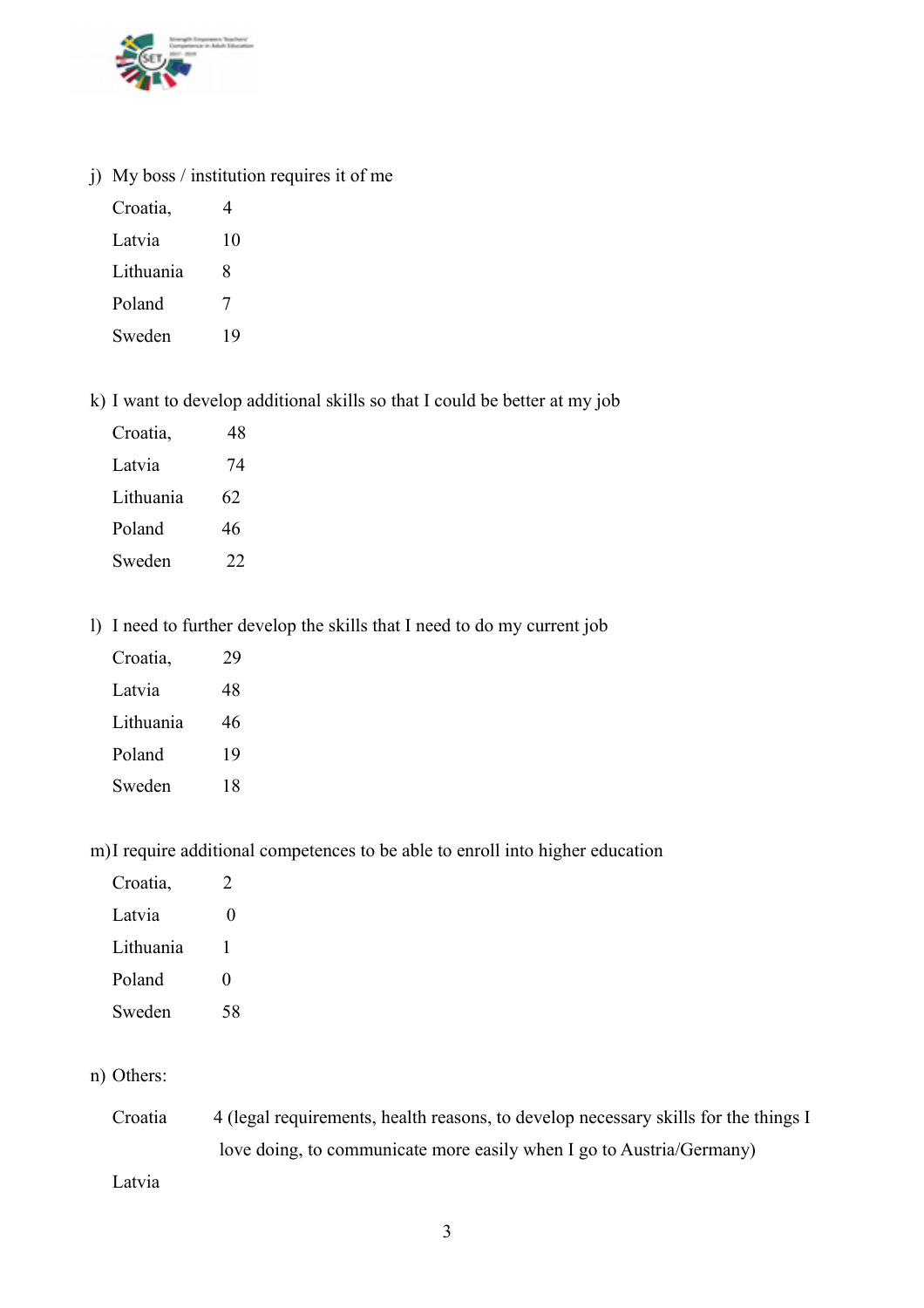j) My boss / institution requires it of me

| | |
|---|---|
| Croatia, | 4 |
| Latvia | 10 |
| Lithuania | 8 |
| Poland | 7 |
| Sweden | 19 |

k) I want to develop additional skills so that I could be better at my job

| | |
|---|---|
| Croatia, | 48 |
| Latvia | 74 |
| Lithuania | 62 |
| Poland | 46 |
| Sweden | 22 |

l) I need to further develop the skills that I need to do my current job

| | |
|---|---|
| Croatia, | 29 |
| Latvia | 48 |
| Lithuania | 46 |
| Poland | 19 |
| Sweden | 18 |

m) I require additional competences to be able to enroll into higher education

| | |
|---|---|
| Croatia, | 2 |
| Latvia | 0 |
| Lithuania | 1 |
| Poland | 0 |
| Sweden | 58 |

n) Others:

Croatia 4 (legal requirements, health reasons, to develop necessary skills for the things I love doing, to communicate more easily when I go to Austria/Germany)

Latvia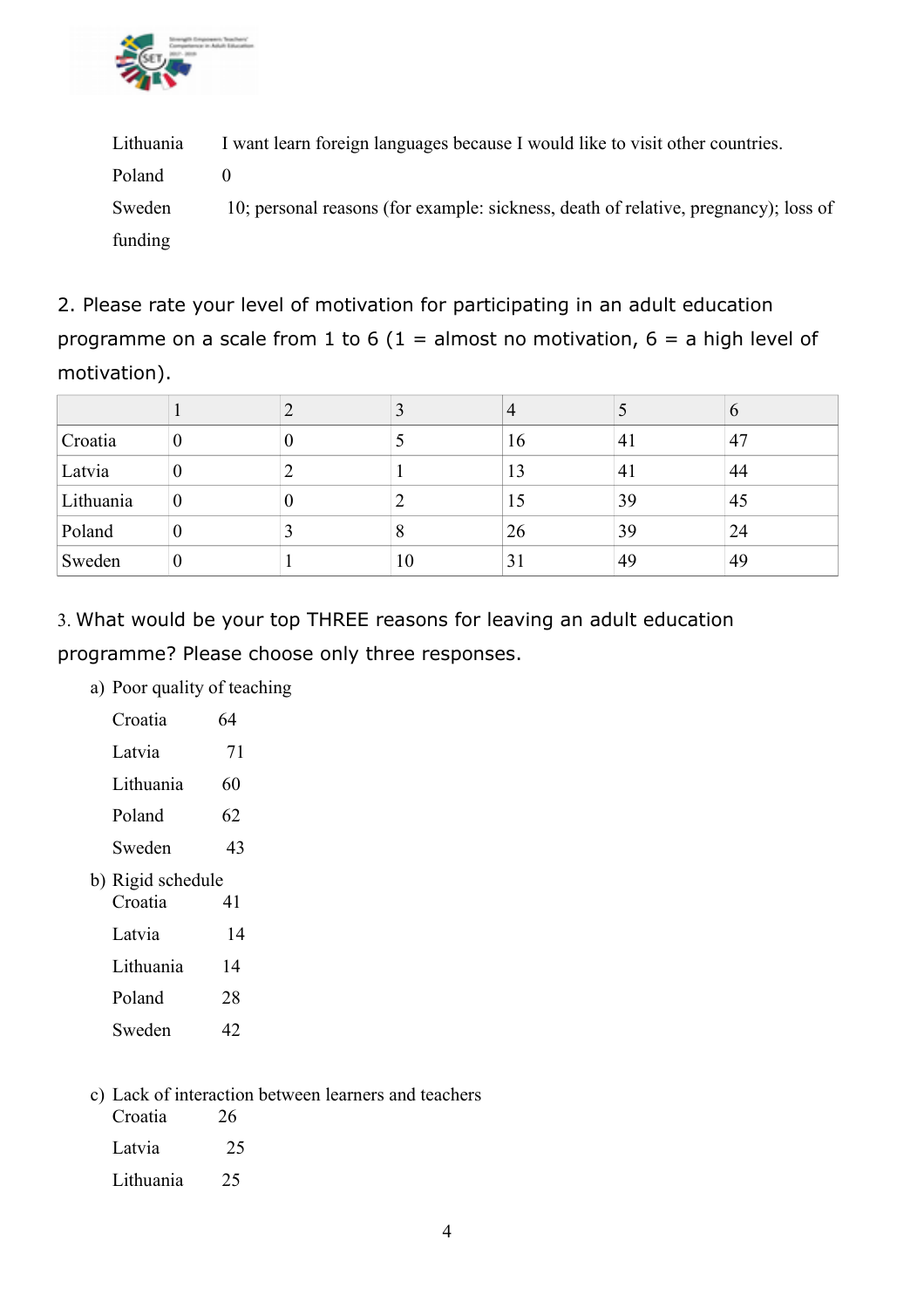Lithuania I want learn foreign languages because I would like to visit other countries.

Poland 0

Sweden 10; personal reasons (for example: sickness, death of relative, pregnancy); loss of funding

2. Please rate your level of motivation for participating in an adult education programme on a scale from 1 to 6 (1 = almost no motivation, 6 = a high level of motivation).

| | 1 | 2 | 3 | 4 | 5 | 6 |
|---|---|---|---|---|---|---|
| Croatia | 0 | 0 | 5 | 16 | 41 | 47 |
| Latvia | 0 | 2 | 1 | 13 | 41 | 44 |
| Lithuania | 0 | 0 | 2 | 15 | 39 | 45 |
| Poland | 0 | 3 | 8 | 26 | 39 | 24 |
| Sweden | 0 | 1 | 10 | 31 | 49 | 49 |

3. What would be your top THREE reasons for leaving an adult education programme? Please choose only three responses.

a) Poor quality of teaching

Croatia 64

Latvia 71

Lithuania 60

Poland 62

Sweden 43

b) Rigid schedule

Croatia 41

Latvia 14

Lithuania 14

Poland 28

Sweden 42

c) Lack of interaction between learners and teachers

Croatia 26

Latvia 25

Lithuania 25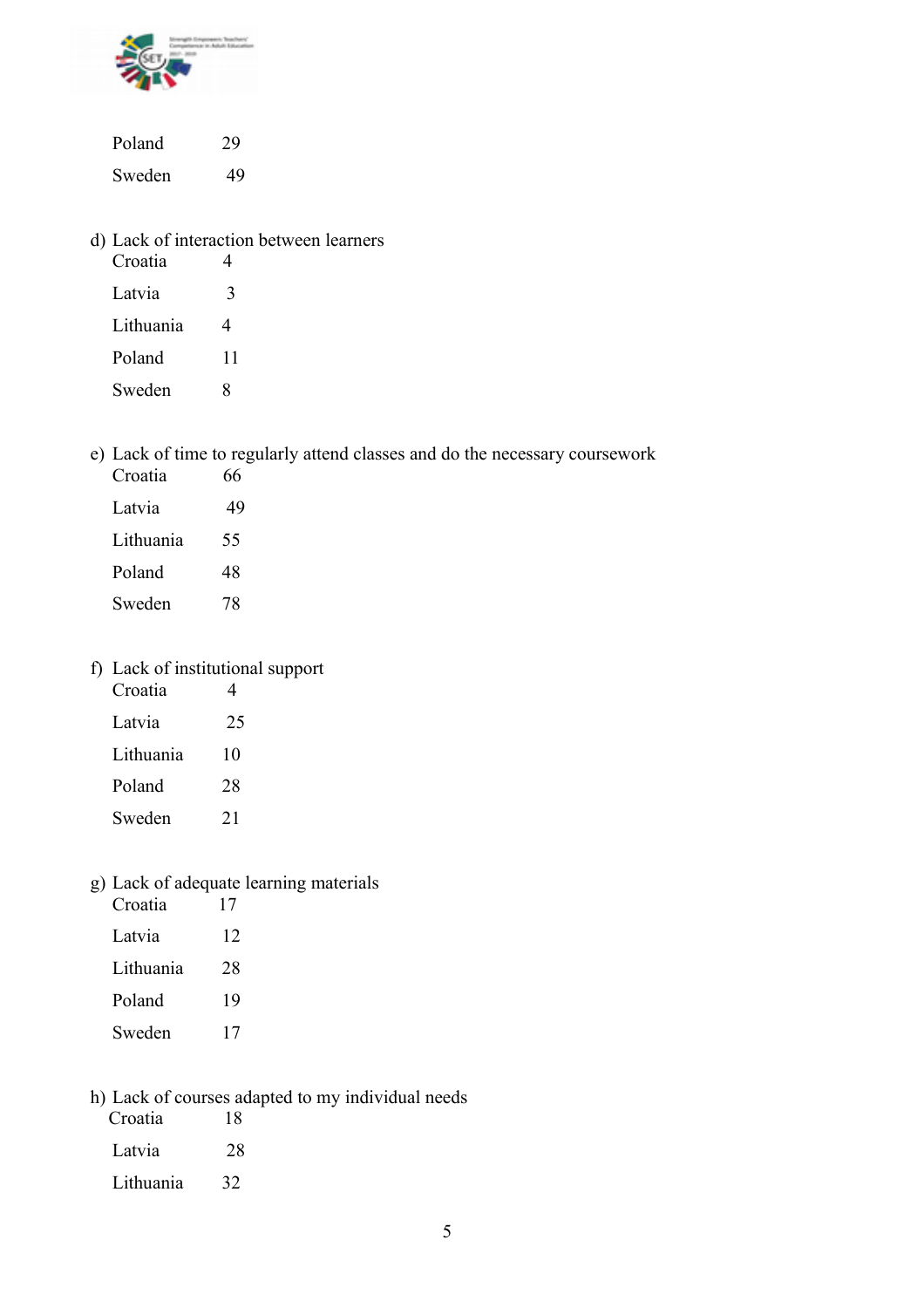Poland 29

Sweden 49

d) Lack of interaction between learners

Croatia 4

Latvia 3

Lithuania 4

Poland 11

Sweden 8

e) Lack of time to regularly attend classes and do the necessary coursework

Croatia 66

Latvia 49

Lithuania 55

Poland 48

Sweden 78

f) Lack of institutional support

Croatia 4

Latvia 25

Lithuania 10

Poland 28

Sweden 21

g) Lack of adequate learning materials

Croatia 17

Latvia 12

Lithuania 28

Poland 19

Sweden 17

h) Lack of courses adapted to my individual needs

Croatia 18

Latvia 28

Lithuania 32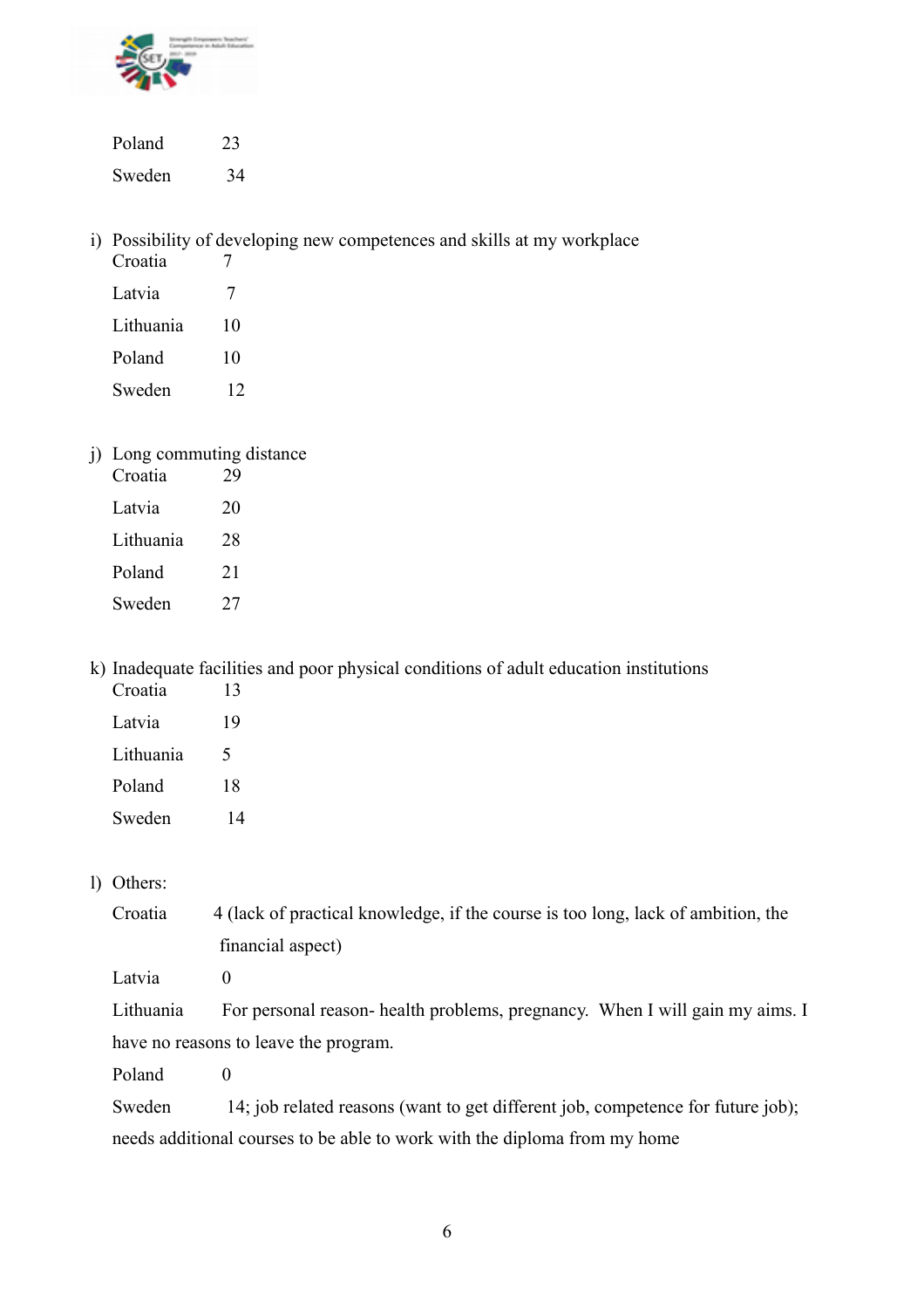Poland 23

Sweden 34

i) Possibility of developing new competences and skills at my workplace

Croatia 7

Latvia 7

Lithuania 10

Poland 10

Sweden 12

j) Long commuting distance

Croatia 29

Latvia 20

Lithuania 28

Poland 21

Sweden 27

k) Inadequate facilities and poor physical conditions of adult education institutions

Croatia 13

Latvia 19

Lithuania 5

Poland 18

Sweden 14

l) Others:

Croatia 4 (lack of practical knowledge, if the course is too long, lack of ambition, the financial aspect)

Latvia 0

Lithuania For personal reason- health problems, pregnancy. When I will gain my aims. I have no reasons to leave the program.

Poland 0

Sweden 14; job related reasons (want to get different job, competence for future job); needs additional courses to be able to work with the diploma from my home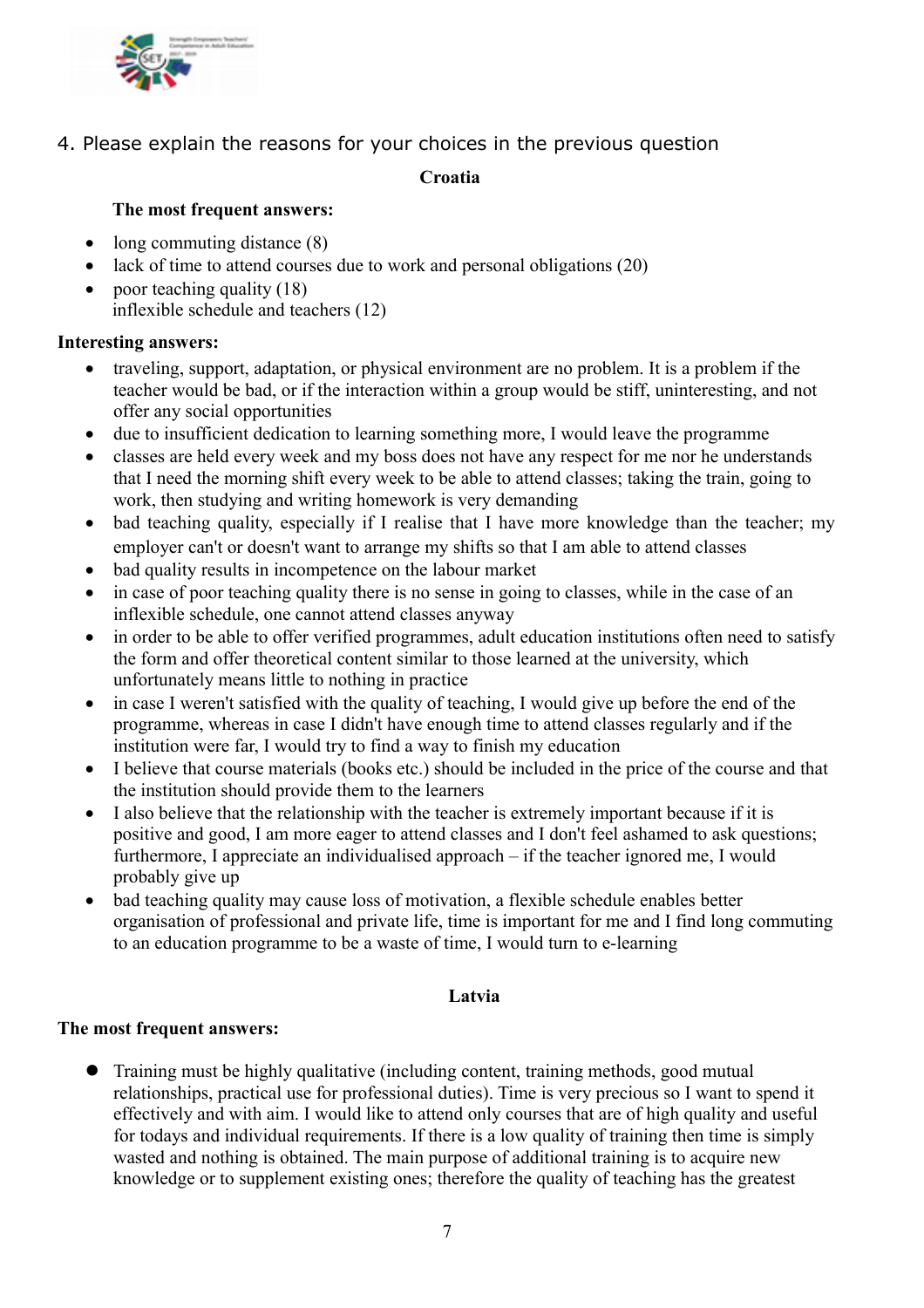4. Please explain the reasons for your choices in the previous question

**Croatia**

**The most frequent answers:**

- long commuting distance (8)
- lack of time to attend courses due to work and personal obligations (20)
- poor teaching quality (18)
  inflexible schedule and teachers (12)

**Interesting answers:**

- traveling, support, adaptation, or physical environment are no problem. It is a problem if the teacher would be bad, or if the interaction within a group would be stiff, uninteresting, and not offer any social opportunities
- due to insufficient dedication to learning something more, I would leave the programme
- classes are held every week and my boss does not have any respect for me nor he understands that I need the morning shift every week to be able to attend classes; taking the train, going to work, then studying and writing homework is very demanding
- bad teaching quality, especially if I realise that I have more knowledge than the teacher; my employer can't or doesn't want to arrange my shifts so that I am able to attend classes
- bad quality results in incompetence on the labour market
- in case of poor teaching quality there is no sense in going to classes, while in the case of an inflexible schedule, one cannot attend classes anyway
- in order to be able to offer verified programmes, adult education institutions often need to satisfy the form and offer theoretical content similar to those learned at the university, which unfortunately means little to nothing in practice
- in case I weren't satisfied with the quality of teaching, I would give up before the end of the programme, whereas in case I didn't have enough time to attend classes regularly and if the institution were far, I would try to find a way to finish my education
- I believe that course materials (books etc.) should be included in the price of the course and that the institution should provide them to the learners
- I also believe that the relationship with the teacher is extremely important because if it is positive and good, I am more eager to attend classes and I don't feel ashamed to ask questions; furthermore, I appreciate an individualised approach – if the teacher ignored me, I would probably give up
- bad teaching quality may cause loss of motivation, a flexible schedule enables better organisation of professional and private life, time is important for me and I find long commuting to an education programme to be a waste of time, I would turn to e-learning

**Latvia**

**The most frequent answers:**

- Training must be highly qualitative (including content, training methods, good mutual relationships, practical use for professional duties). Time is very precious so I want to spend it effectively and with aim. I would like to attend only courses that are of high quality and useful for todays and individual requirements. If there is a low quality of training then time is simply wasted and nothing is obtained. The main purpose of additional training is to acquire new knowledge or to supplement existing ones; therefore the quality of teaching has the greatest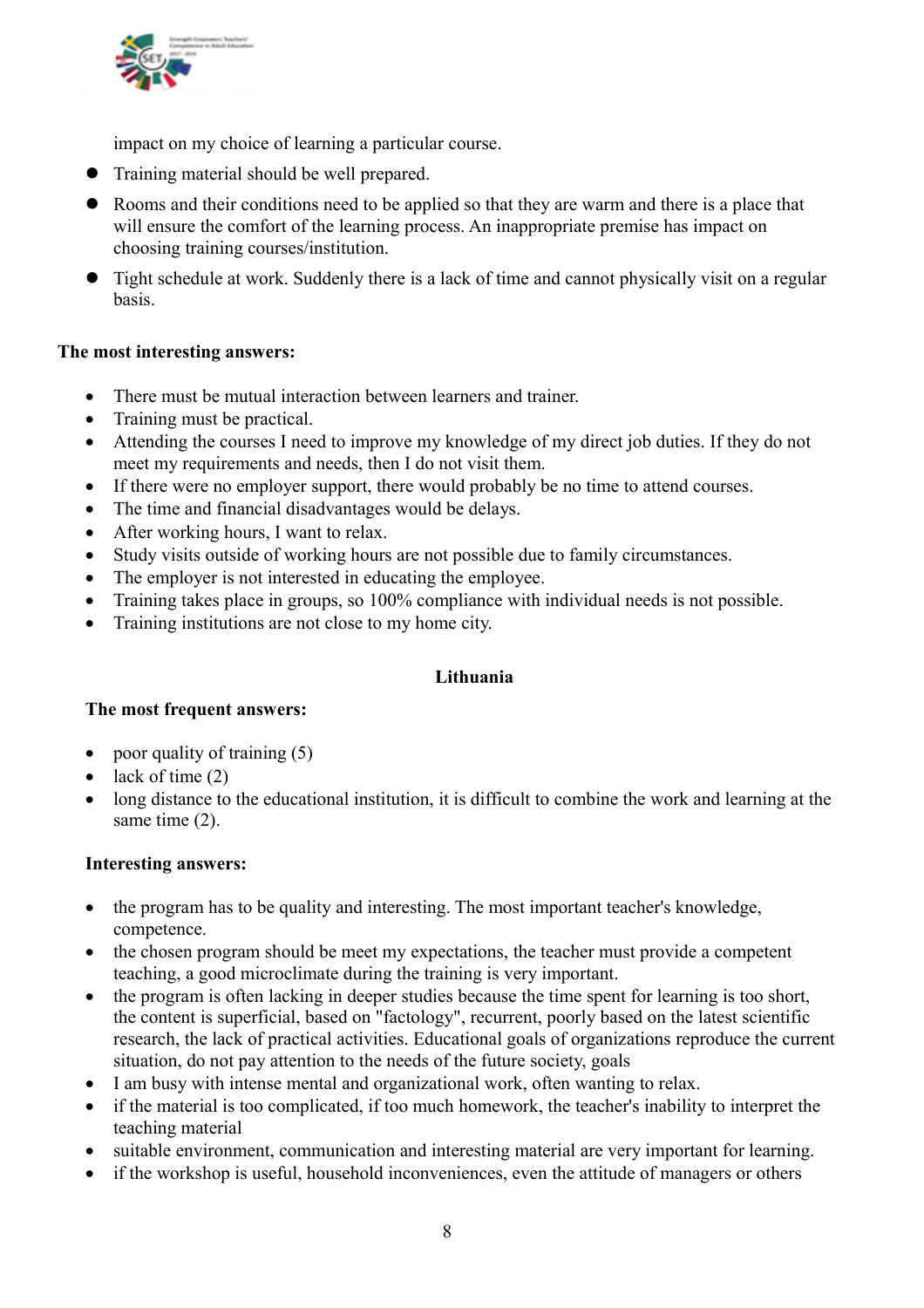impact on my choice of learning a particular course.

- Training material should be well prepared.
- Rooms and their conditions need to be applied so that they are warm and there is a place that will ensure the comfort of the learning process. An inappropriate premise has impact on choosing training courses/institution.
- Tight schedule at work. Suddenly there is a lack of time and cannot physically visit on a regular basis.

**The most interesting answers:**

- There must be mutual interaction between learners and trainer.
- Training must be practical.
- Attending the courses I need to improve my knowledge of my direct job duties. If they do not meet my requirements and needs, then I do not visit them.
- If there were no employer support, there would probably be no time to attend courses.
- The time and financial disadvantages would be delays.
- After working hours, I want to relax.
- Study visits outside of working hours are not possible due to family circumstances.
- The employer is not interested in educating the employee.
- Training takes place in groups, so 100% compliance with individual needs is not possible.
- Training institutions are not close to my home city.

**Lithuania**

**The most frequent answers:**

- poor quality of training (5)
- lack of time (2)
- long distance to the educational institution, it is difficult to combine the work and learning at the same time (2).

**Interesting answers:**

- the program has to be quality and interesting. The most important teacher's knowledge, competence.
- the chosen program should be meet my expectations, the teacher must provide a competent teaching, a good microclimate during the training is very important.
- the program is often lacking in deeper studies because the time spent for learning is too short, the content is superficial, based on "factology", recurrent, poorly based on the latest scientific research, the lack of practical activities. Educational goals of organizations reproduce the current situation, do not pay attention to the needs of the future society, goals
- I am busy with intense mental and organizational work, often wanting to relax.
- if the material is too complicated, if too much homework, the teacher's inability to interpret the teaching material
- suitable environment, communication and interesting material are very important for learning.
- if the workshop is useful, household inconveniences, even the attitude of managers or others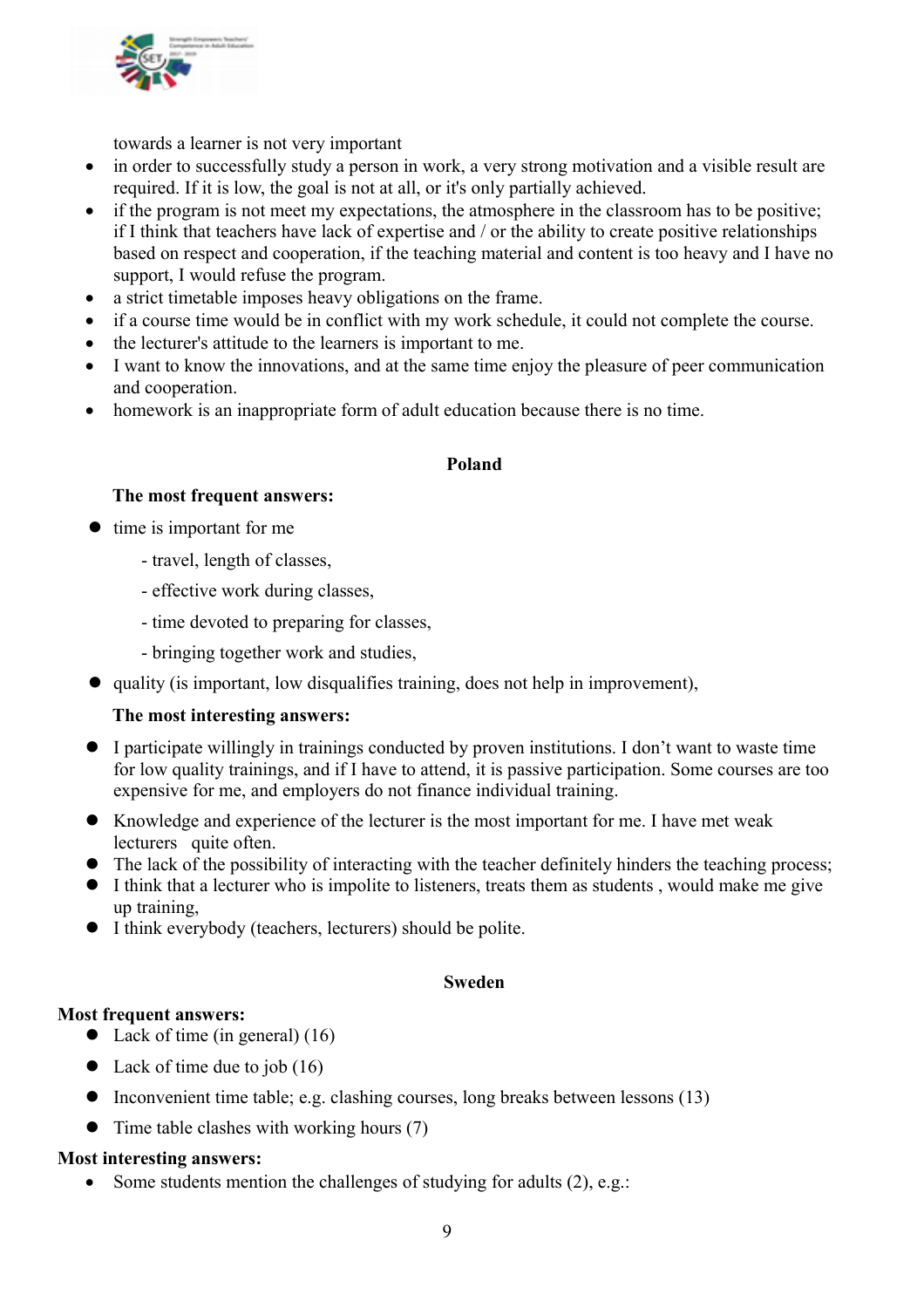towards a learner is not very important

- in order to successfully study a person in work, a very strong motivation and a visible result are required. If it is low, the goal is not at all, or it's only partially achieved.
- if the program is not meet my expectations, the atmosphere in the classroom has to be positive; if I think that teachers have lack of expertise and / or the ability to create positive relationships based on respect and cooperation, if the teaching material and content is too heavy and I have no support, I would refuse the program.
- a strict timetable imposes heavy obligations on the frame.
- if a course time would be in conflict with my work schedule, it could not complete the course.
- the lecturer's attitude to the learners is important to me.
- I want to know the innovations, and at the same time enjoy the pleasure of peer communication and cooperation.
- homework is an inappropriate form of adult education because there is no time.

**Poland**

**The most frequent answers:**

- time is important for me
  - travel, length of classes,
  - effective work during classes,
  - time devoted to preparing for classes,
  - bringing together work and studies,
- quality (is important, low disqualifies training, does not help in improvement),

**The most interesting answers:**

- I participate willingly in trainings conducted by proven institutions. I don't want to waste time for low quality trainings, and if I have to attend, it is passive participation. Some courses are too expensive for me, and employers do not finance individual training.
- Knowledge and experience of the lecturer is the most important for me. I have met weak lecturers quite often.
- The lack of the possibility of interacting with the teacher definitely hinders the teaching process;
- I think that a lecturer who is impolite to listeners, treats them as students , would make me give up training,
- I think everybody (teachers, lecturers) should be polite.

**Sweden**

**Most frequent answers:**

- Lack of time (in general) (16)
- Lack of time due to job (16)
- Inconvenient time table; e.g. clashing courses, long breaks between lessons (13)
- Time table clashes with working hours (7)

**Most interesting answers:**

- Some students mention the challenges of studying for adults (2), e.g.: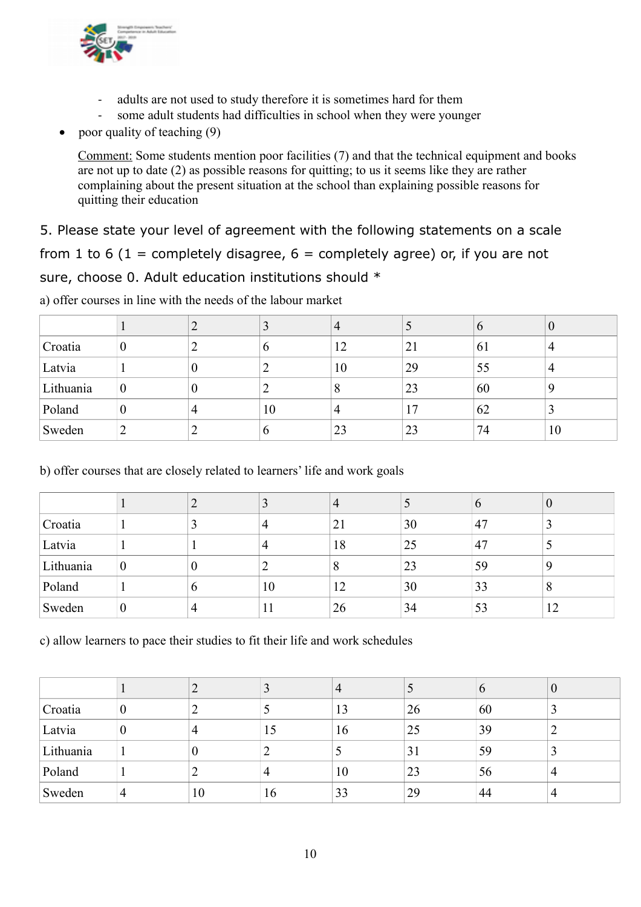- adults are not used to study therefore it is sometimes hard for them
  - some adult students had difficulties in school when they were younger
- poor quality of teaching (9)

  Comment: Some students mention poor facilities (7) and that the technical equipment and books are not up to date (2) as possible reasons for quitting; to us it seems like they are rather complaining about the present situation at the school than explaining possible reasons for quitting their education

5. Please state your level of agreement with the following statements on a scale from 1 to 6 (1 = completely disagree, 6 = completely agree) or, if you are not sure, choose 0. Adult education institutions should *

a) offer courses in line with the needs of the labour market

| | 1 | 2 | 3 | 4 | 5 | 6 | 0 |
|---|---|---|---|---|---|---|---|
| Croatia | 0 | 2 | 6 | 12 | 21 | 61 | 4 |
| Latvia | 1 | 0 | 2 | 10 | 29 | 55 | 4 |
| Lithuania | 0 | 0 | 2 | 8 | 23 | 60 | 9 |
| Poland | 0 | 4 | 10 | 4 | 17 | 62 | 3 |
| Sweden | 2 | 2 | 6 | 23 | 23 | 74 | 10 |

b) offer courses that are closely related to learners' life and work goals

| | 1 | 2 | 3 | 4 | 5 | 6 | 0 |
|---|---|---|---|---|---|---|---|
| Croatia | 1 | 3 | 4 | 21 | 30 | 47 | 3 |
| Latvia | 1 | 1 | 4 | 18 | 25 | 47 | 5 |
| Lithuania | 0 | 0 | 2 | 8 | 23 | 59 | 9 |
| Poland | 1 | 6 | 10 | 12 | 30 | 33 | 8 |
| Sweden | 0 | 4 | 11 | 26 | 34 | 53 | 12 |

c) allow learners to pace their studies to fit their life and work schedules

| | 1 | 2 | 3 | 4 | 5 | 6 | 0 |
|---|---|---|---|---|---|---|---|
| Croatia | 0 | 2 | 5 | 13 | 26 | 60 | 3 |
| Latvia | 0 | 4 | 15 | 16 | 25 | 39 | 2 |
| Lithuania | 1 | 0 | 2 | 5 | 31 | 59 | 3 |
| Poland | 1 | 2 | 4 | 10 | 23 | 56 | 4 |
| Sweden | 4 | 10 | 16 | 33 | 29 | 44 | 4 |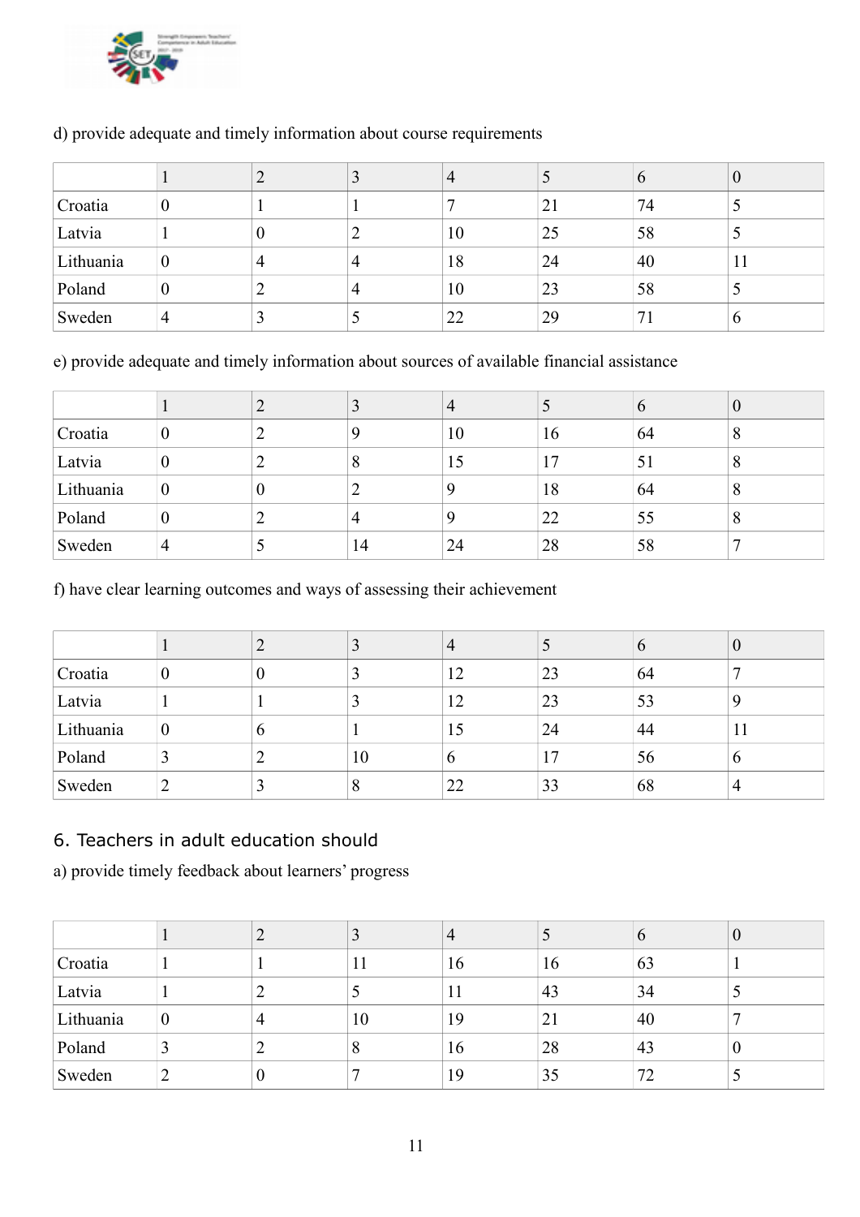d) provide adequate and timely information about course requirements

| | 1 | 2 | 3 | 4 | 5 | 6 | 0 |
|---|---|---|---|---|---|---|---|
| Croatia | 0 | 1 | 1 | 7 | 21 | 74 | 5 |
| Latvia | 1 | 0 | 2 | 10 | 25 | 58 | 5 |
| Lithuania | 0 | 4 | 4 | 18 | 24 | 40 | 11 |
| Poland | 0 | 2 | 4 | 10 | 23 | 58 | 5 |
| Sweden | 4 | 3 | 5 | 22 | 29 | 71 | 6 |

e) provide adequate and timely information about sources of available financial assistance

| | 1 | 2 | 3 | 4 | 5 | 6 | 0 |
|---|---|---|---|---|---|---|---|
| Croatia | 0 | 2 | 9 | 10 | 16 | 64 | 8 |
| Latvia | 0 | 2 | 8 | 15 | 17 | 51 | 8 |
| Lithuania | 0 | 0 | 2 | 9 | 18 | 64 | 8 |
| Poland | 0 | 2 | 4 | 9 | 22 | 55 | 8 |
| Sweden | 4 | 5 | 14 | 24 | 28 | 58 | 7 |

f) have clear learning outcomes and ways of assessing their achievement

| | 1 | 2 | 3 | 4 | 5 | 6 | 0 |
|---|---|---|---|---|---|---|---|
| Croatia | 0 | 0 | 3 | 12 | 23 | 64 | 7 |
| Latvia | 1 | 1 | 3 | 12 | 23 | 53 | 9 |
| Lithuania | 0 | 6 | 1 | 15 | 24 | 44 | 11 |
| Poland | 3 | 2 | 10 | 6 | 17 | 56 | 6 |
| Sweden | 2 | 3 | 8 | 22 | 33 | 68 | 4 |

## 6. Teachers in adult education should

a) provide timely feedback about learners' progress

| | 1 | 2 | 3 | 4 | 5 | 6 | 0 |
|---|---|---|---|---|---|---|---|
| Croatia | 1 | 1 | 11 | 16 | 16 | 63 | 1 |
| Latvia | 1 | 2 | 5 | 11 | 43 | 34 | 5 |
| Lithuania | 0 | 4 | 10 | 19 | 21 | 40 | 7 |
| Poland | 3 | 2 | 8 | 16 | 28 | 43 | 0 |
| Sweden | 2 | 0 | 7 | 19 | 35 | 72 | 5 |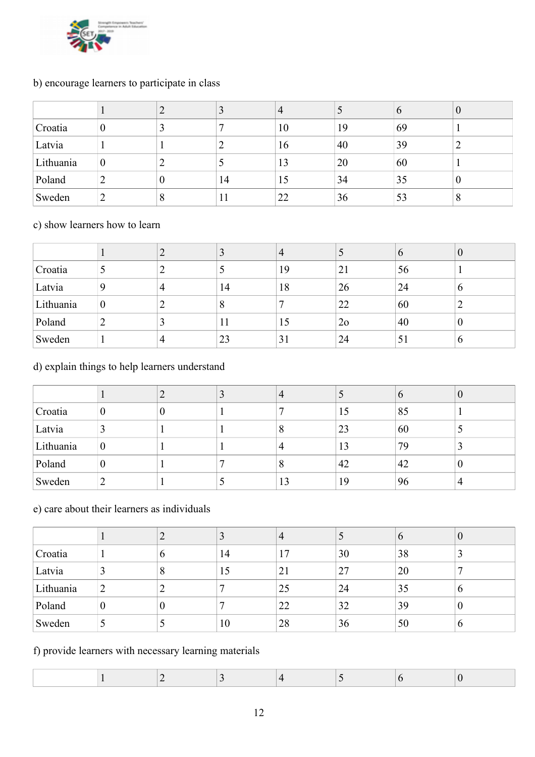b) encourage learners to participate in class

| | 1 | 2 | 3 | 4 | 5 | 6 | 0 |
|---|---|---|---|---|---|---|---|
| Croatia | 0 | 3 | 7 | 10 | 19 | 69 | 1 |
| Latvia | 1 | 1 | 2 | 16 | 40 | 39 | 2 |
| Lithuania | 0 | 2 | 5 | 13 | 20 | 60 | 1 |
| Poland | 2 | 0 | 14 | 15 | 34 | 35 | 0 |
| Sweden | 2 | 8 | 11 | 22 | 36 | 53 | 8 |

c) show learners how to learn

| | 1 | 2 | 3 | 4 | 5 | 6 | 0 |
|---|---|---|---|---|---|---|---|
| Croatia | 5 | 2 | 5 | 19 | 21 | 56 | 1 |
| Latvia | 9 | 4 | 14 | 18 | 26 | 24 | 6 |
| Lithuania | 0 | 2 | 8 | 7 | 22 | 60 | 2 |
| Poland | 2 | 3 | 11 | 15 | 2o | 40 | 0 |
| Sweden | 1 | 4 | 23 | 31 | 24 | 51 | 6 |

d) explain things to help learners understand

| | 1 | 2 | 3 | 4 | 5 | 6 | 0 |
|---|---|---|---|---|---|---|---|
| Croatia | 0 | 0 | 1 | 7 | 15 | 85 | 1 |
| Latvia | 3 | 1 | 1 | 8 | 23 | 60 | 5 |
| Lithuania | 0 | 1 | 1 | 4 | 13 | 79 | 3 |
| Poland | 0 | 1 | 7 | 8 | 42 | 42 | 0 |
| Sweden | 2 | 1 | 5 | 13 | 19 | 96 | 4 |

e) care about their learners as individuals

| | 1 | 2 | 3 | 4 | 5 | 6 | 0 |
|---|---|---|---|---|---|---|---|
| Croatia | 1 | 6 | 14 | 17 | 30 | 38 | 3 |
| Latvia | 3 | 8 | 15 | 21 | 27 | 20 | 7 |
| Lithuania | 2 | 2 | 7 | 25 | 24 | 35 | 6 |
| Poland | 0 | 0 | 7 | 22 | 32 | 39 | 0 |
| Sweden | 5 | 5 | 10 | 28 | 36 | 50 | 6 |

f) provide learners with necessary learning materials

| | 1 | 2 | 3 | 4 | 5 | 6 | 0 |
|---|---|---|---|---|---|---|---|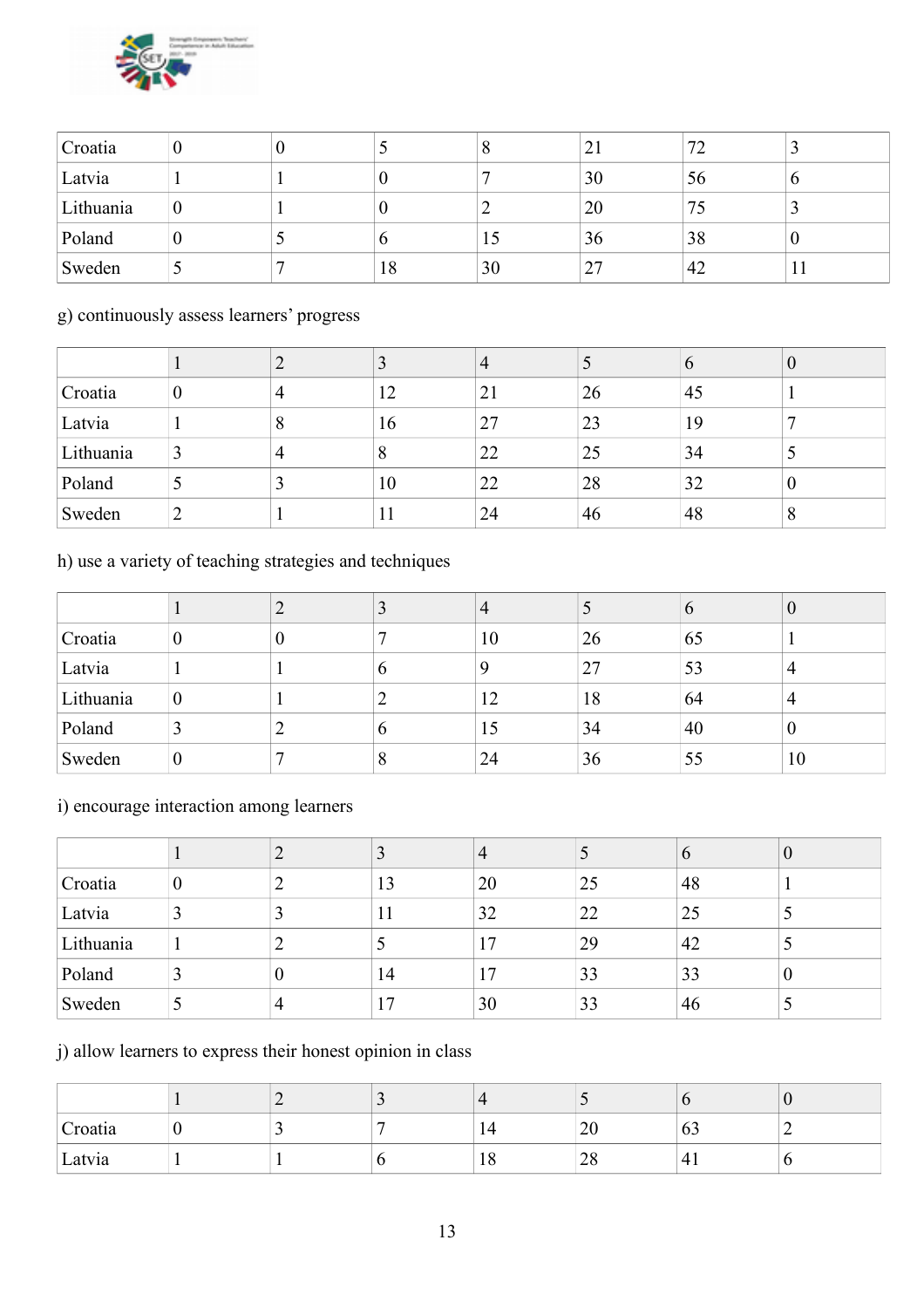| | | | | | | | |
|---|---|---|---|---|---|---|---|
| Croatia | 0 | 0 | 5 | 8 | 21 | 72 | 3 |
| Latvia | 1 | 1 | 0 | 7 | 30 | 56 | 6 |
| Lithuania | 0 | 1 | 0 | 2 | 20 | 75 | 3 |
| Poland | 0 | 5 | 6 | 15 | 36 | 38 | 0 |
| Sweden | 5 | 7 | 18 | 30 | 27 | 42 | 11 |

g) continuously assess learners' progress

| | 1 | 2 | 3 | 4 | 5 | 6 | 0 |
|---|---|---|---|---|---|---|---|
| Croatia | 0 | 4 | 12 | 21 | 26 | 45 | 1 |
| Latvia | 1 | 8 | 16 | 27 | 23 | 19 | 7 |
| Lithuania | 3 | 4 | 8 | 22 | 25 | 34 | 5 |
| Poland | 5 | 3 | 10 | 22 | 28 | 32 | 0 |
| Sweden | 2 | 1 | 11 | 24 | 46 | 48 | 8 |

h) use a variety of teaching strategies and techniques

| | 1 | 2 | 3 | 4 | 5 | 6 | 0 |
|---|---|---|---|---|---|---|---|
| Croatia | 0 | 0 | 7 | 10 | 26 | 65 | 1 |
| Latvia | 1 | 1 | 6 | 9 | 27 | 53 | 4 |
| Lithuania | 0 | 1 | 2 | 12 | 18 | 64 | 4 |
| Poland | 3 | 2 | 6 | 15 | 34 | 40 | 0 |
| Sweden | 0 | 7 | 8 | 24 | 36 | 55 | 10 |

i) encourage interaction among learners

| | 1 | 2 | 3 | 4 | 5 | 6 | 0 |
|---|---|---|---|---|---|---|---|
| Croatia | 0 | 2 | 13 | 20 | 25 | 48 | 1 |
| Latvia | 3 | 3 | 11 | 32 | 22 | 25 | 5 |
| Lithuania | 1 | 2 | 5 | 17 | 29 | 42 | 5 |
| Poland | 3 | 0 | 14 | 17 | 33 | 33 | 0 |
| Sweden | 5 | 4 | 17 | 30 | 33 | 46 | 5 |

j) allow learners to express their honest opinion in class

| | 1 | 2 | 3 | 4 | 5 | 6 | 0 |
|---|---|---|---|---|---|---|---|
| Croatia | 0 | 3 | 7 | 14 | 20 | 63 | 2 |
| Latvia | 1 | 1 | 6 | 18 | 28 | 41 | 6 |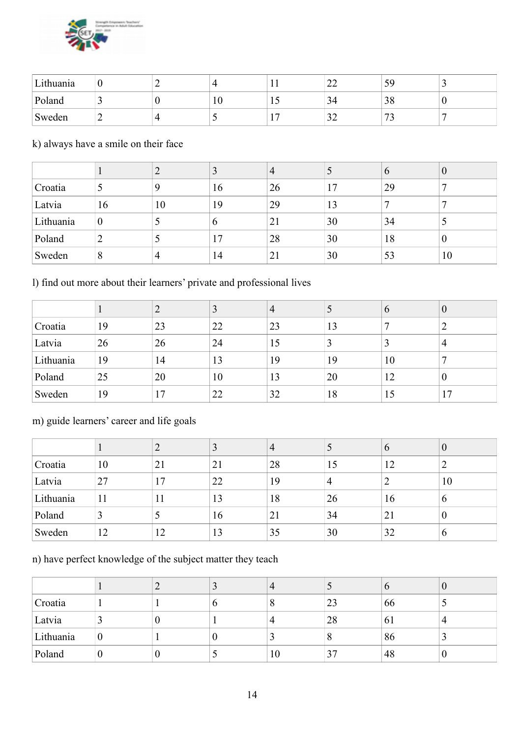| | | | | | | | |
|---|---|---|---|---|---|---|---|
| Lithuania | 0 | 2 | 4 | 11 | 22 | 59 | 3 |
| Poland | 3 | 0 | 10 | 15 | 34 | 38 | 0 |
| Sweden | 2 | 4 | 5 | 17 | 32 | 73 | 7 |

k) always have a smile on their face

| | 1 | 2 | 3 | 4 | 5 | 6 | 0 |
|---|---|---|---|---|---|---|---|
| Croatia | 5 | 9 | 16 | 26 | 17 | 29 | 7 |
| Latvia | 16 | 10 | 19 | 29 | 13 | 7 | 7 |
| Lithuania | 0 | 5 | 6 | 21 | 30 | 34 | 5 |
| Poland | 2 | 5 | 17 | 28 | 30 | 18 | 0 |
| Sweden | 8 | 4 | 14 | 21 | 30 | 53 | 10 |

l) find out more about their learners' private and professional lives

| | 1 | 2 | 3 | 4 | 5 | 6 | 0 |
|---|---|---|---|---|---|---|---|
| Croatia | 19 | 23 | 22 | 23 | 13 | 7 | 2 |
| Latvia | 26 | 26 | 24 | 15 | 3 | 3 | 4 |
| Lithuania | 19 | 14 | 13 | 19 | 19 | 10 | 7 |
| Poland | 25 | 20 | 10 | 13 | 20 | 12 | 0 |
| Sweden | 19 | 17 | 22 | 32 | 18 | 15 | 17 |

m) guide learners' career and life goals

| | 1 | 2 | 3 | 4 | 5 | 6 | 0 |
|---|---|---|---|---|---|---|---|
| Croatia | 10 | 21 | 21 | 28 | 15 | 12 | 2 |
| Latvia | 27 | 17 | 22 | 19 | 4 | 2 | 10 |
| Lithuania | 11 | 11 | 13 | 18 | 26 | 16 | 6 |
| Poland | 3 | 5 | 16 | 21 | 34 | 21 | 0 |
| Sweden | 12 | 12 | 13 | 35 | 30 | 32 | 6 |

n) have perfect knowledge of the subject matter they teach

| | 1 | 2 | 3 | 4 | 5 | 6 | 0 |
|---|---|---|---|---|---|---|---|
| Croatia | 1 | 1 | 6 | 8 | 23 | 66 | 5 |
| Latvia | 3 | 0 | 1 | 4 | 28 | 61 | 4 |
| Lithuania | 0 | 1 | 0 | 3 | 8 | 86 | 3 |
| Poland | 0 | 0 | 5 | 10 | 37 | 48 | 0 |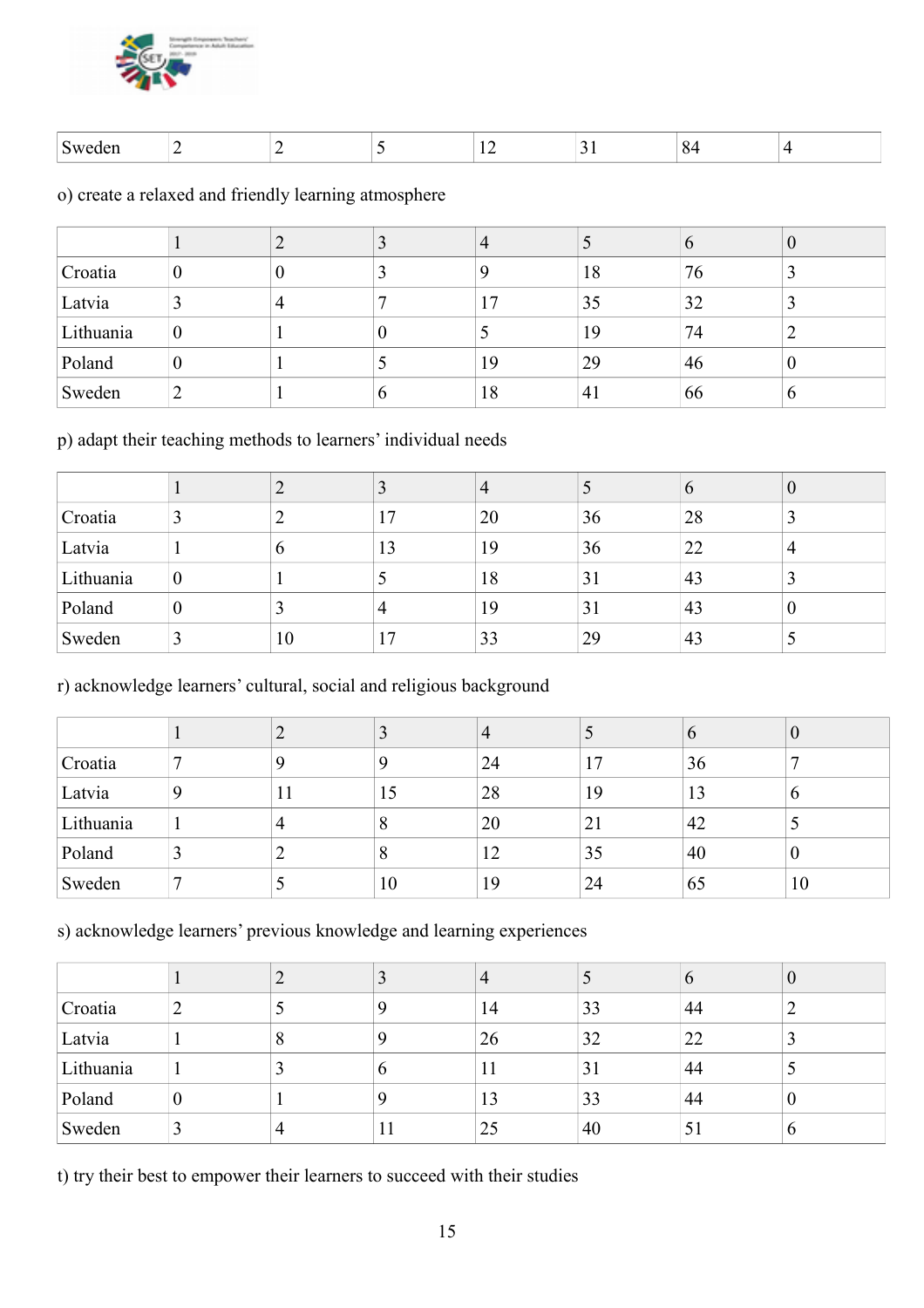| Sweden | 2 | 2 | 5 | 12 | 31 | 84 | 4 |
|---|---|---|---|---|---|---|---|

o) create a relaxed and friendly learning atmosphere

| | 1 | 2 | 3 | 4 | 5 | 6 | 0 |
|---|---|---|---|---|---|---|---|
| Croatia | 0 | 0 | 3 | 9 | 18 | 76 | 3 |
| Latvia | 3 | 4 | 7 | 17 | 35 | 32 | 3 |
| Lithuania | 0 | 1 | 0 | 5 | 19 | 74 | 2 |
| Poland | 0 | 1 | 5 | 19 | 29 | 46 | 0 |
| Sweden | 2 | 1 | 6 | 18 | 41 | 66 | 6 |

p) adapt their teaching methods to learners' individual needs

| | 1 | 2 | 3 | 4 | 5 | 6 | 0 |
|---|---|---|---|---|---|---|---|
| Croatia | 3 | 2 | 17 | 20 | 36 | 28 | 3 |
| Latvia | 1 | 6 | 13 | 19 | 36 | 22 | 4 |
| Lithuania | 0 | 1 | 5 | 18 | 31 | 43 | 3 |
| Poland | 0 | 3 | 4 | 19 | 31 | 43 | 0 |
| Sweden | 3 | 10 | 17 | 33 | 29 | 43 | 5 |

r) acknowledge learners' cultural, social and religious background

| | 1 | 2 | 3 | 4 | 5 | 6 | 0 |
|---|---|---|---|---|---|---|---|
| Croatia | 7 | 9 | 9 | 24 | 17 | 36 | 7 |
| Latvia | 9 | 11 | 15 | 28 | 19 | 13 | 6 |
| Lithuania | 1 | 4 | 8 | 20 | 21 | 42 | 5 |
| Poland | 3 | 2 | 8 | 12 | 35 | 40 | 0 |
| Sweden | 7 | 5 | 10 | 19 | 24 | 65 | 10 |

s) acknowledge learners' previous knowledge and learning experiences

| | 1 | 2 | 3 | 4 | 5 | 6 | 0 |
|---|---|---|---|---|---|---|---|
| Croatia | 2 | 5 | 9 | 14 | 33 | 44 | 2 |
| Latvia | 1 | 8 | 9 | 26 | 32 | 22 | 3 |
| Lithuania | 1 | 3 | 6 | 11 | 31 | 44 | 5 |
| Poland | 0 | 1 | 9 | 13 | 33 | 44 | 0 |
| Sweden | 3 | 4 | 11 | 25 | 40 | 51 | 6 |

t) try their best to empower their learners to succeed with their studies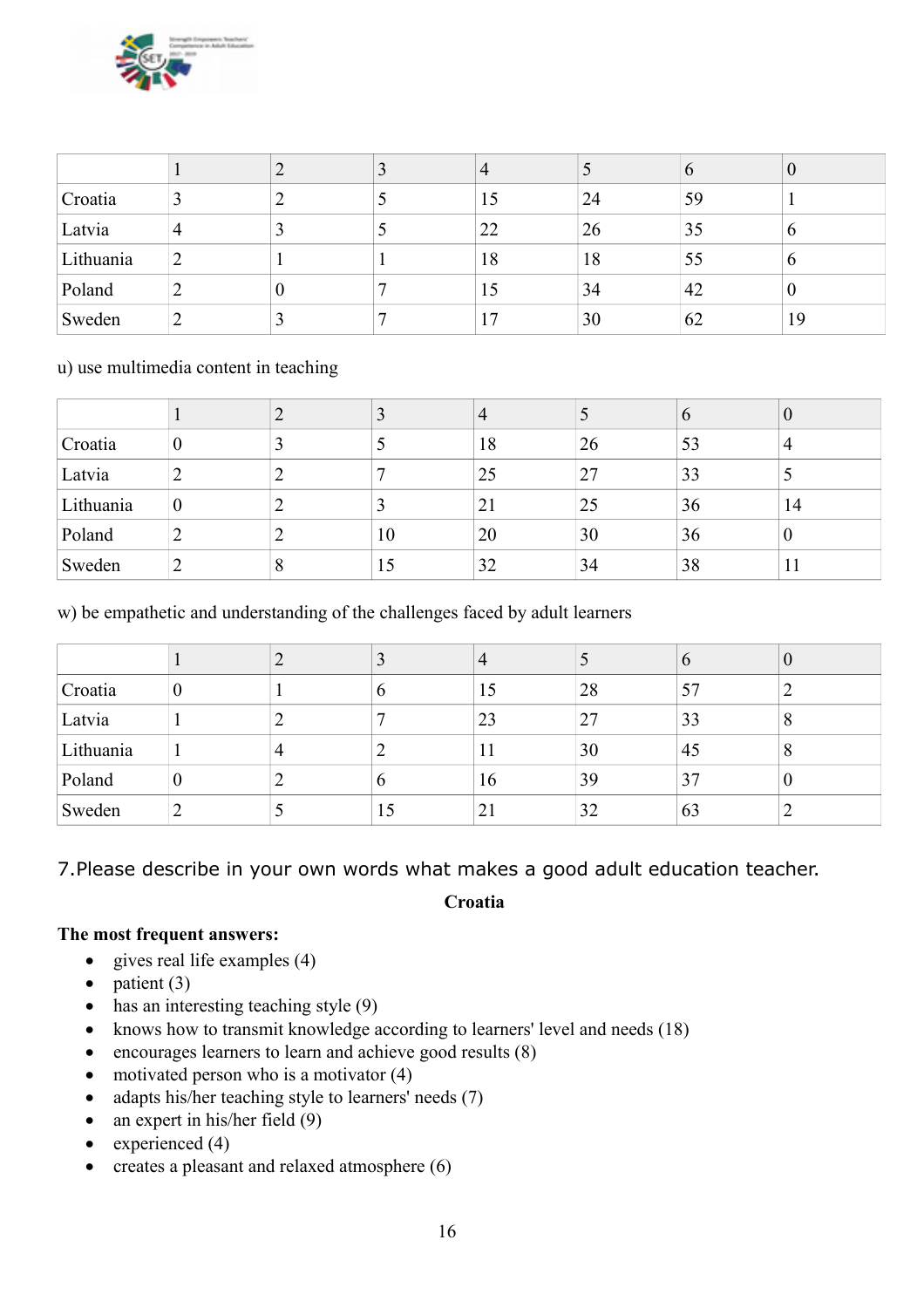| | 1 | 2 | 3 | 4 | 5 | 6 | 0 |
|---|---|---|---|---|---|---|---|
| Croatia | 3 | 2 | 5 | 15 | 24 | 59 | 1 |
| Latvia | 4 | 3 | 5 | 22 | 26 | 35 | 6 |
| Lithuania | 2 | 1 | 1 | 18 | 18 | 55 | 6 |
| Poland | 2 | 0 | 7 | 15 | 34 | 42 | 0 |
| Sweden | 2 | 3 | 7 | 17 | 30 | 62 | 19 |

u) use multimedia content in teaching

| | 1 | 2 | 3 | 4 | 5 | 6 | 0 |
|---|---|---|---|---|---|---|---|
| Croatia | 0 | 3 | 5 | 18 | 26 | 53 | 4 |
| Latvia | 2 | 2 | 7 | 25 | 27 | 33 | 5 |
| Lithuania | 0 | 2 | 3 | 21 | 25 | 36 | 14 |
| Poland | 2 | 2 | 10 | 20 | 30 | 36 | 0 |
| Sweden | 2 | 8 | 15 | 32 | 34 | 38 | 11 |

w) be empathetic and understanding of the challenges faced by adult learners

| | 1 | 2 | 3 | 4 | 5 | 6 | 0 |
|---|---|---|---|---|---|---|---|
| Croatia | 0 | 1 | 6 | 15 | 28 | 57 | 2 |
| Latvia | 1 | 2 | 7 | 23 | 27 | 33 | 8 |
| Lithuania | 1 | 4 | 2 | 11 | 30 | 45 | 8 |
| Poland | 0 | 2 | 6 | 16 | 39 | 37 | 0 |
| Sweden | 2 | 5 | 15 | 21 | 32 | 63 | 2 |

## 7.Please describe in your own words what makes a good adult education teacher.

**Croatia**

**The most frequent answers:**

- gives real life examples (4)
- patient (3)
- has an interesting teaching style (9)
- knows how to transmit knowledge according to learners' level and needs (18)
- encourages learners to learn and achieve good results (8)
- motivated person who is a motivator (4)
- adapts his/her teaching style to learners' needs (7)
- an expert in his/her field (9)
- experienced (4)
- creates a pleasant and relaxed atmosphere (6)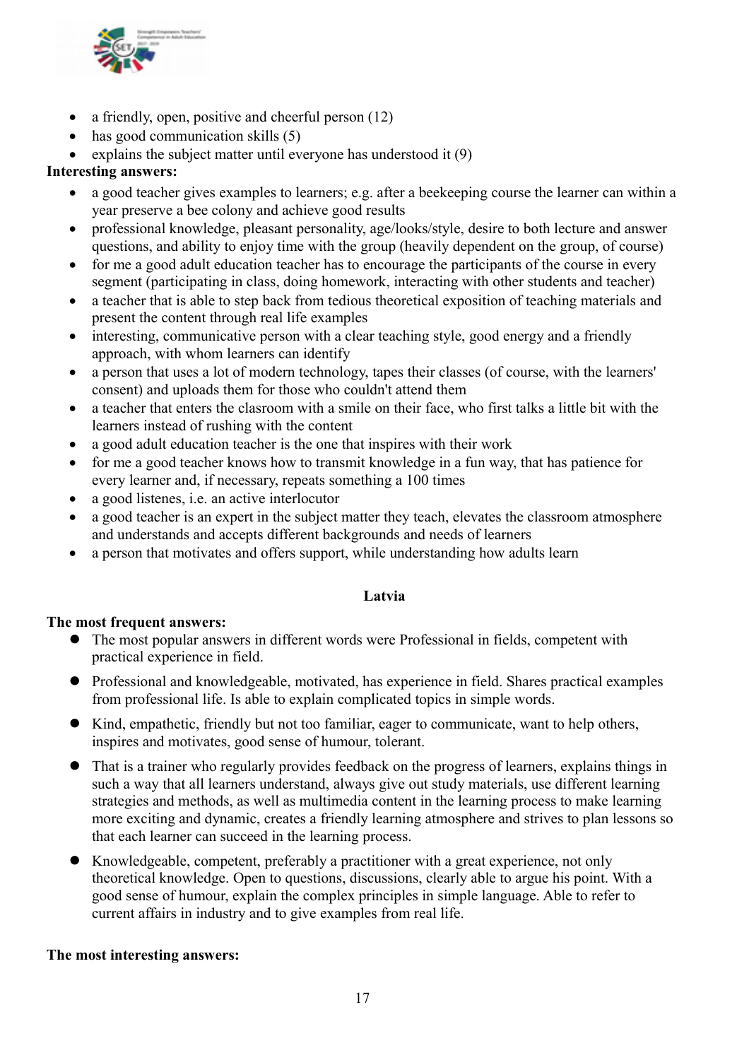- a friendly, open, positive and cheerful person (12)
- has good communication skills (5)
- explains the subject matter until everyone has understood it (9)

**Interesting answers:**

- a good teacher gives examples to learners; e.g. after a beekeeping course the learner can within a year preserve a bee colony and achieve good results
- professional knowledge, pleasant personality, age/looks/style, desire to both lecture and answer questions, and ability to enjoy time with the group (heavily dependent on the group, of course)
- for me a good adult education teacher has to encourage the participants of the course in every segment (participating in class, doing homework, interacting with other students and teacher)
- a teacher that is able to step back from tedious theoretical exposition of teaching materials and present the content through real life examples
- interesting, communicative person with a clear teaching style, good energy and a friendly approach, with whom learners can identify
- a person that uses a lot of modern technology, tapes their classes (of course, with the learners' consent) and uploads them for those who couldn't attend them
- a teacher that enters the classroom with a smile on their face, who first talks a little bit with the learners instead of rushing with the content
- a good adult education teacher is the one that inspires with their work
- for me a good teacher knows how to transmit knowledge in a fun way, that has patience for every learner and, if necessary, repeats something a 100 times
- a good listenes, i.e. an active interlocutor
- a good teacher is an expert in the subject matter they teach, elevates the classroom atmosphere and understands and accepts different backgrounds and needs of learners
- a person that motivates and offers support, while understanding how adults learn

## Latvia

**The most frequent answers:**

- The most popular answers in different words were Professional in fields, competent with practical experience in field.
- Professional and knowledgeable, motivated, has experience in field. Shares practical examples from professional life. Is able to explain complicated topics in simple words.
- Kind, empathetic, friendly but not too familiar, eager to communicate, want to help others, inspires and motivates, good sense of humour, tolerant.
- That is a trainer who regularly provides feedback on the progress of learners, explains things in such a way that all learners understand, always give out study materials, use different learning strategies and methods, as well as multimedia content in the learning process to make learning more exciting and dynamic, creates a friendly learning atmosphere and strives to plan lessons so that each learner can succeed in the learning process.
- Knowledgeable, competent, preferably a practitioner with a great experience, not only theoretical knowledge. Open to questions, discussions, clearly able to argue his point. With a good sense of humour, explain the complex principles in simple language. Able to refer to current affairs in industry and to give examples from real life.

**The most interesting answers:**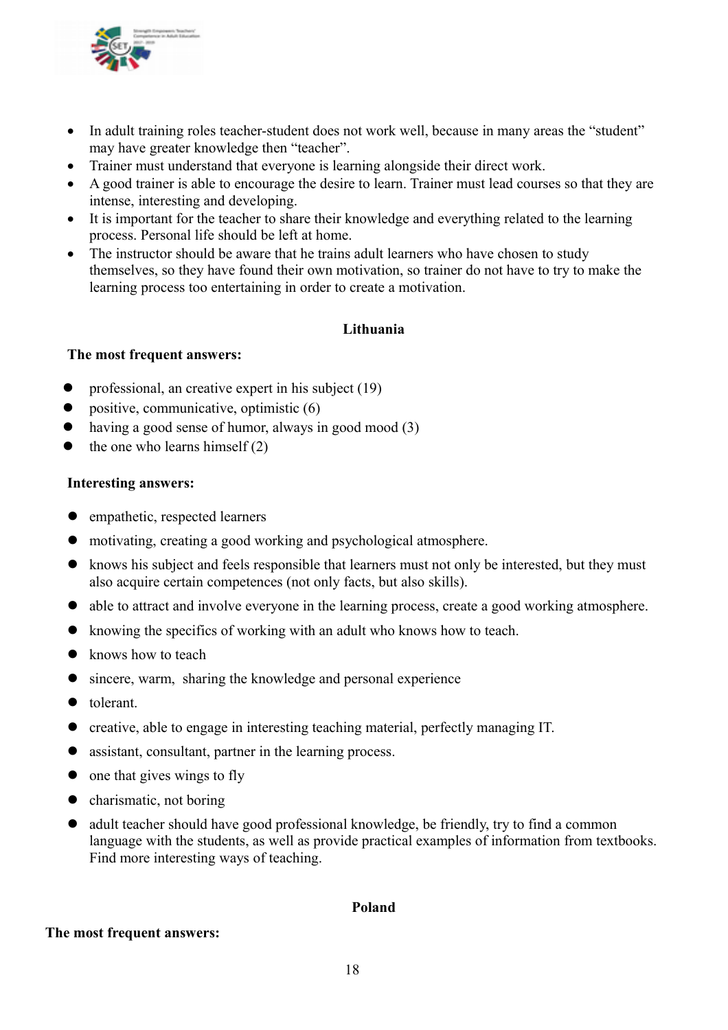- In adult training roles teacher-student does not work well, because in many areas the "student" may have greater knowledge then "teacher".
- Trainer must understand that everyone is learning alongside their direct work.
- A good trainer is able to encourage the desire to learn. Trainer must lead courses so that they are intense, interesting and developing.
- It is important for the teacher to share their knowledge and everything related to the learning process. Personal life should be left at home.
- The instructor should be aware that he trains adult learners who have chosen to study themselves, so they have found their own motivation, so trainer do not have to try to make the learning process too entertaining in order to create a motivation.

### Lithuania

**The most frequent answers:**

- professional, an creative expert in his subject (19)
- positive, communicative, optimistic (6)
- having a good sense of humor, always in good mood (3)
- the one who learns himself (2)

**Interesting answers:**

- empathetic, respected learners
- motivating, creating a good working and psychological atmosphere.
- knows his subject and feels responsible that learners must not only be interested, but they must also acquire certain competences (not only facts, but also skills).
- able to attract and involve everyone in the learning process, create a good working atmosphere.
- knowing the specifics of working with an adult who knows how to teach.
- knows how to teach
- sincere, warm, sharing the knowledge and personal experience
- tolerant.
- creative, able to engage in interesting teaching material, perfectly managing IT.
- assistant, consultant, partner in the learning process.
- one that gives wings to fly
- charismatic, not boring
- adult teacher should have good professional knowledge, be friendly, try to find a common language with the students, as well as provide practical examples of information from textbooks. Find more interesting ways of teaching.

### Poland

**The most frequent answers:**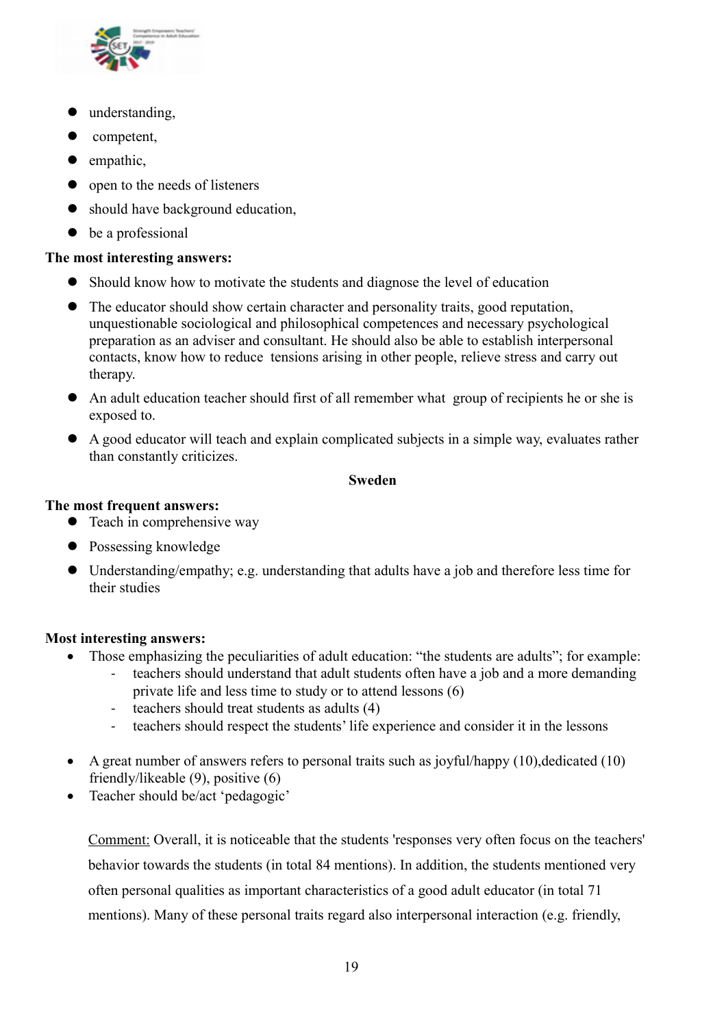- understanding,
- competent,
- empathic,
- open to the needs of listeners
- should have background education,
- be a professional

**The most interesting answers:**

- Should know how to motivate the students and diagnose the level of education
- The educator should show certain character and personality traits, good reputation, unquestionable sociological and philosophical competences and necessary psychological preparation as an adviser and consultant. He should also be able to establish interpersonal contacts, know how to reduce tensions arising in other people, relieve stress and carry out therapy.
- An adult education teacher should first of all remember what group of recipients he or she is exposed to.
- A good educator will teach and explain complicated subjects in a simple way, evaluates rather than constantly criticizes.

**Sweden**

**The most frequent answers:**

- Teach in comprehensive way
- Possessing knowledge
- Understanding/empathy; e.g. understanding that adults have a job and therefore less time for their studies

**Most interesting answers:**

- Those emphasizing the peculiarities of adult education: "the students are adults"; for example:
  - teachers should understand that adult students often have a job and a more demanding private life and less time to study or to attend lessons (6)
  - teachers should treat students as adults (4)
  - teachers should respect the students' life experience and consider it in the lessons
- A great number of answers refers to personal traits such as joyful/happy (10),dedicated (10) friendly/likeable (9), positive (6)
- Teacher should be/act 'pedagogic'

Comment: Overall, it is noticeable that the students 'responses very often focus on the teachers' behavior towards the students (in total 84 mentions). In addition, the students mentioned very often personal qualities as important characteristics of a good adult educator (in total 71 mentions). Many of these personal traits regard also interpersonal interaction (e.g. friendly,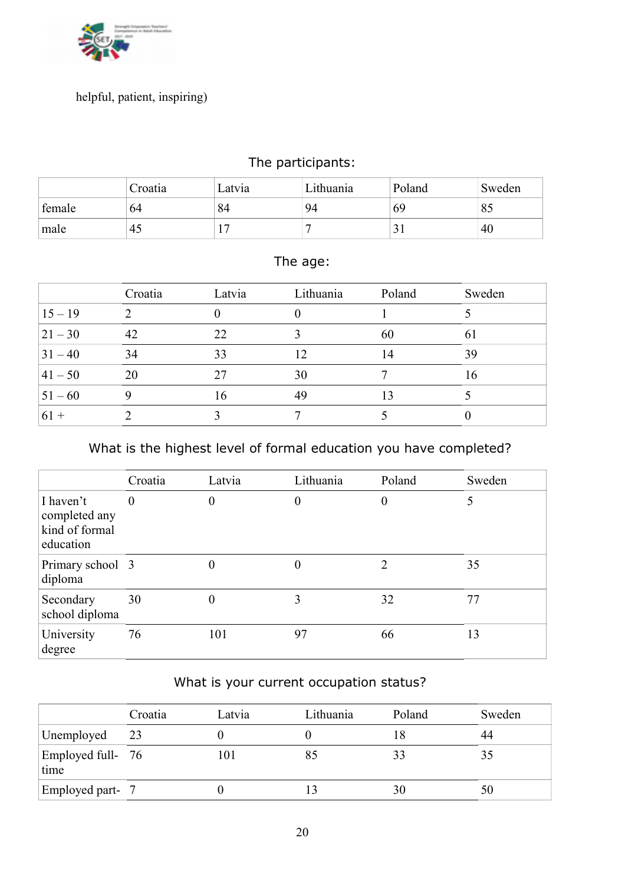helpful, patient, inspiring)

The participants:

| | Croatia | Latvia | Lithuania | Poland | Sweden |
|---|---|---|---|---|---|
| female | 64 | 84 | 94 | 69 | 85 |
| male | 45 | 17 | 7 | 31 | 40 |

The age:

| | Croatia | Latvia | Lithuania | Poland | Sweden |
|---|---|---|---|---|---|
| 15 – 19 | 2 | 0 | 0 | 1 | 5 |
| 21 – 30 | 42 | 22 | 3 | 60 | 61 |
| 31 – 40 | 34 | 33 | 12 | 14 | 39 |
| 41 – 50 | 20 | 27 | 30 | 7 | 16 |
| 51 – 60 | 9 | 16 | 49 | 13 | 5 |
| 61 + | 2 | 3 | 7 | 5 | 0 |

What is the highest level of formal education you have completed?

| | Croatia | Latvia | Lithuania | Poland | Sweden |
|---|---|---|---|---|---|
| I haven't completed any kind of formal education | 0 | 0 | 0 | 0 | 5 |
| Primary school diploma | 3 | 0 | 0 | 2 | 35 |
| Secondary school diploma | 30 | 0 | 3 | 32 | 77 |
| University degree | 76 | 101 | 97 | 66 | 13 |

What is your current occupation status?

| | Croatia | Latvia | Lithuania | Poland | Sweden |
|---|---|---|---|---|---|
| Unemployed | 23 | 0 | 0 | 18 | 44 |
| Employed full-time | 76 | 101 | 85 | 33 | 35 |
| Employed part- | 7 | 0 | 13 | 30 | 50 |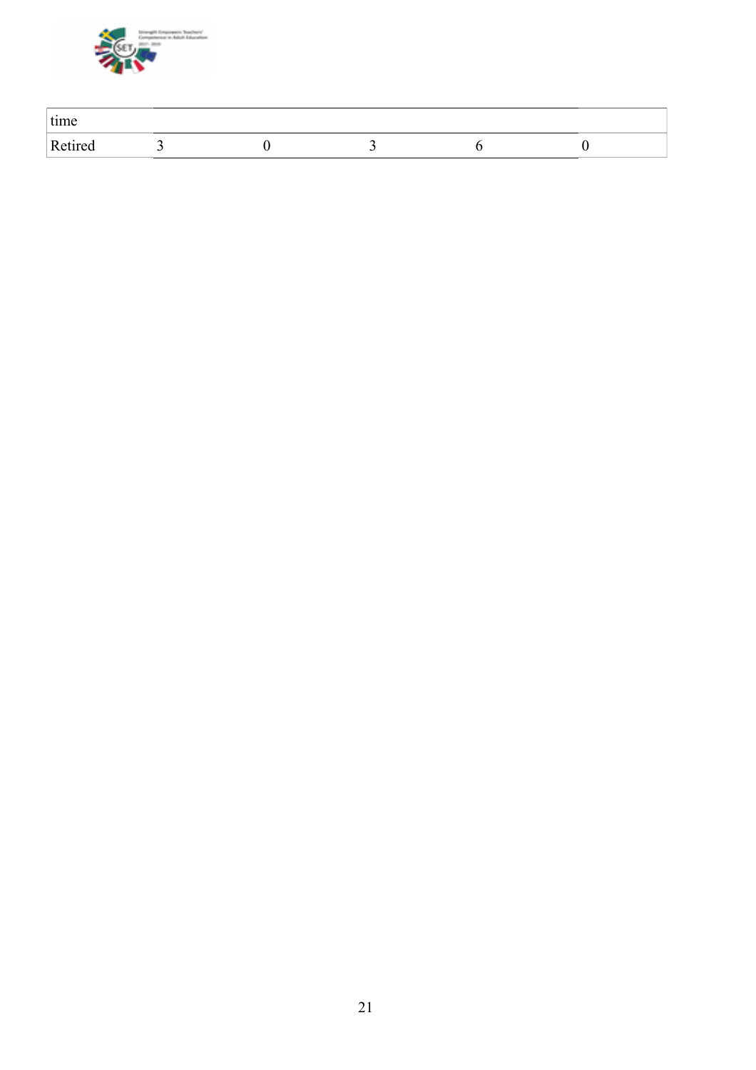| | | | | | |
|---|---|---|---|---|---|
| time | | | | | |
| Retired | 3 | 0 | 3 | 6 | 0 |